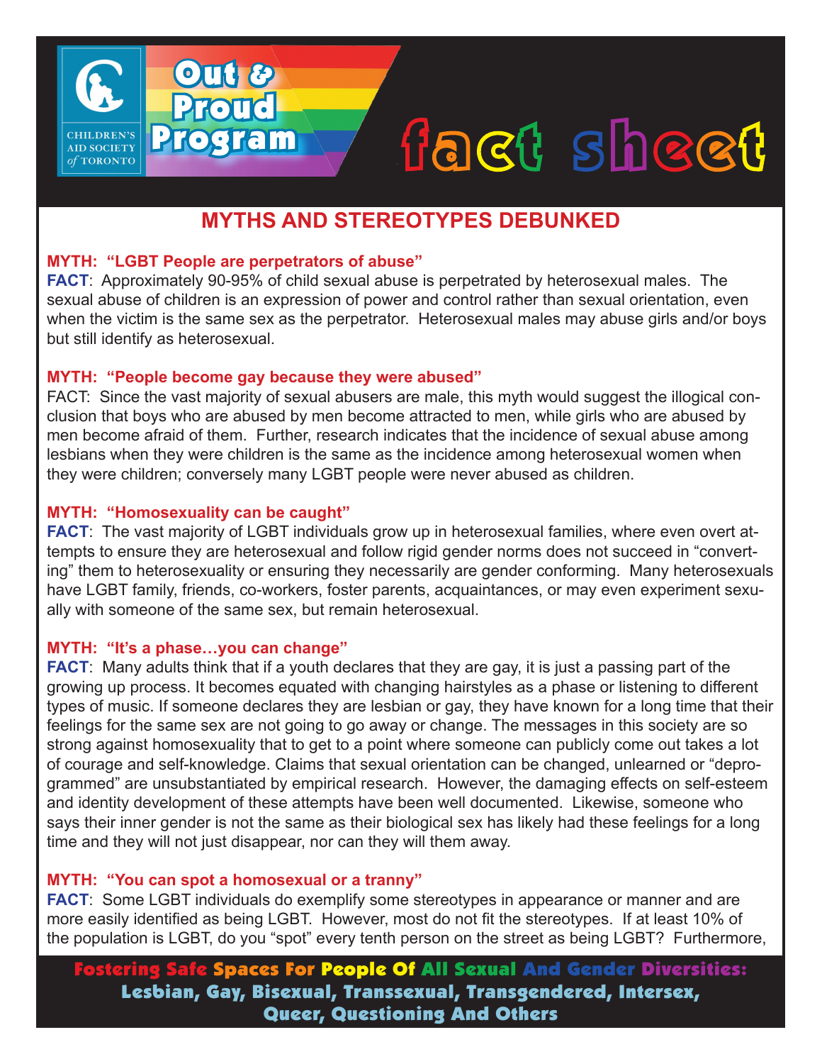CHILDREN'S AID SOCIETY of TORONTO

Out & Proud Program

# fact sheet

## MYTHS AND STEREOTYPES DEBUNKED

**MYTH: "LGBT People are perpetrators of abuse"**
**FACT**: Approximately 90-95% of child sexual abuse is perpetrated by heterosexual males. The sexual abuse of children is an expression of power and control rather than sexual orientation, even when the victim is the same sex as the perpetrator. Heterosexual males may abuse girls and/or boys but still identify as heterosexual.

**MYTH: "People become gay because they were abused"**
FACT: Since the vast majority of sexual abusers are male, this myth would suggest the illogical conclusion that boys who are abused by men become attracted to men, while girls who are abused by men become afraid of them. Further, research indicates that the incidence of sexual abuse among lesbians when they were children is the same as the incidence among heterosexual women when they were children; conversely many LGBT people were never abused as children.

**MYTH: "Homosexuality can be caught"**
**FACT**: The vast majority of LGBT individuals grow up in heterosexual families, where even overt attempts to ensure they are heterosexual and follow rigid gender norms does not succeed in "converting" them to heterosexuality or ensuring they necessarily are gender conforming. Many heterosexuals have LGBT family, friends, co-workers, foster parents, acquaintances, or may even experiment sexually with someone of the same sex, but remain heterosexual.

**MYTH: "It's a phase…you can change"**
**FACT**: Many adults think that if a youth declares that they are gay, it is just a passing part of the growing up process. It becomes equated with changing hairstyles as a phase or listening to different types of music. If someone declares they are lesbian or gay, they have known for a long time that their feelings for the same sex are not going to go away or change. The messages in this society are so strong against homosexuality that to get to a point where someone can publicly come out takes a lot of courage and self-knowledge. Claims that sexual orientation can be changed, unlearned or "deprogrammed" are unsubstantiated by empirical research. However, the damaging effects on self-esteem and identity development of these attempts have been well documented. Likewise, someone who says their inner gender is not the same as their biological sex has likely had these feelings for a long time and they will not just disappear, nor can they will them away.

**MYTH: "You can spot a homosexual or a tranny"**
**FACT**: Some LGBT individuals do exemplify some stereotypes in appearance or manner and are more easily identified as being LGBT. However, most do not fit the stereotypes. If at least 10% of the population is LGBT, do you "spot" every tenth person on the street as being LGBT? Furthermore,

**Fostering Safe Spaces For People Of All Sexual And Gender Diversities: Lesbian, Gay, Bisexual, Transsexual, Transgendered, Intersex, Queer, Questioning And Others**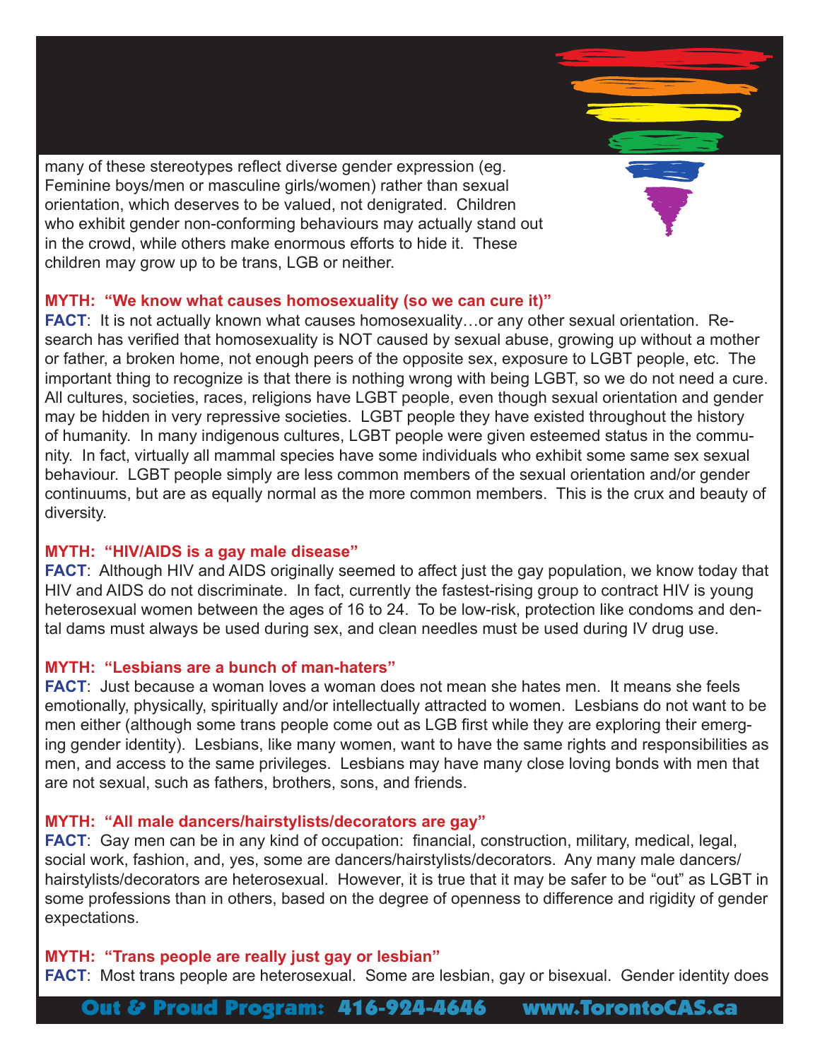many of these stereotypes reflect diverse gender expression (eg. Feminine boys/men or masculine girls/women) rather than sexual orientation, which deserves to be valued, not denigrated. Children who exhibit gender non-conforming behaviours may actually stand out in the crowd, while others make enormous efforts to hide it. These children may grow up to be trans, LGB or neither.

**MYTH: "We know what causes homosexuality (so we can cure it)"**

**FACT**: It is not actually known what causes homosexuality…or any other sexual orientation. Research has verified that homosexuality is NOT caused by sexual abuse, growing up without a mother or father, a broken home, not enough peers of the opposite sex, exposure to LGBT people, etc. The important thing to recognize is that there is nothing wrong with being LGBT, so we do not need a cure. All cultures, societies, races, religions have LGBT people, even though sexual orientation and gender may be hidden in very repressive societies. LGBT people they have existed throughout the history of humanity. In many indigenous cultures, LGBT people were given esteemed status in the community. In fact, virtually all mammal species have some individuals who exhibit some same sex sexual behaviour. LGBT people simply are less common members of the sexual orientation and/or gender continuums, but are as equally normal as the more common members. This is the crux and beauty of diversity.

**MYTH: "HIV/AIDS is a gay male disease"**

**FACT**: Although HIV and AIDS originally seemed to affect just the gay population, we know today that HIV and AIDS do not discriminate. In fact, currently the fastest-rising group to contract HIV is young heterosexual women between the ages of 16 to 24. To be low-risk, protection like condoms and dental dams must always be used during sex, and clean needles must be used during IV drug use.

**MYTH: "Lesbians are a bunch of man-haters"**

**FACT**: Just because a woman loves a woman does not mean she hates men. It means she feels emotionally, physically, spiritually and/or intellectually attracted to women. Lesbians do not want to be men either (although some trans people come out as LGB first while they are exploring their emerging gender identity). Lesbians, like many women, want to have the same rights and responsibilities as men, and access to the same privileges. Lesbians may have many close loving bonds with men that are not sexual, such as fathers, brothers, sons, and friends.

**MYTH: "All male dancers/hairstylists/decorators are gay"**

**FACT**: Gay men can be in any kind of occupation: financial, construction, military, medical, legal, social work, fashion, and, yes, some are dancers/hairstylists/decorators. Any many male dancers/hairstylists/decorators are heterosexual. However, it is true that it may be safer to be "out" as LGBT in some professions than in others, based on the degree of openness to difference and rigidity of gender expectations.

**MYTH: "Trans people are really just gay or lesbian"**

**FACT**: Most trans people are heterosexual. Some are lesbian, gay or bisexual. Gender identity does

**Out & Proud Program: 416-924-4646 www.TorontoCAS.ca**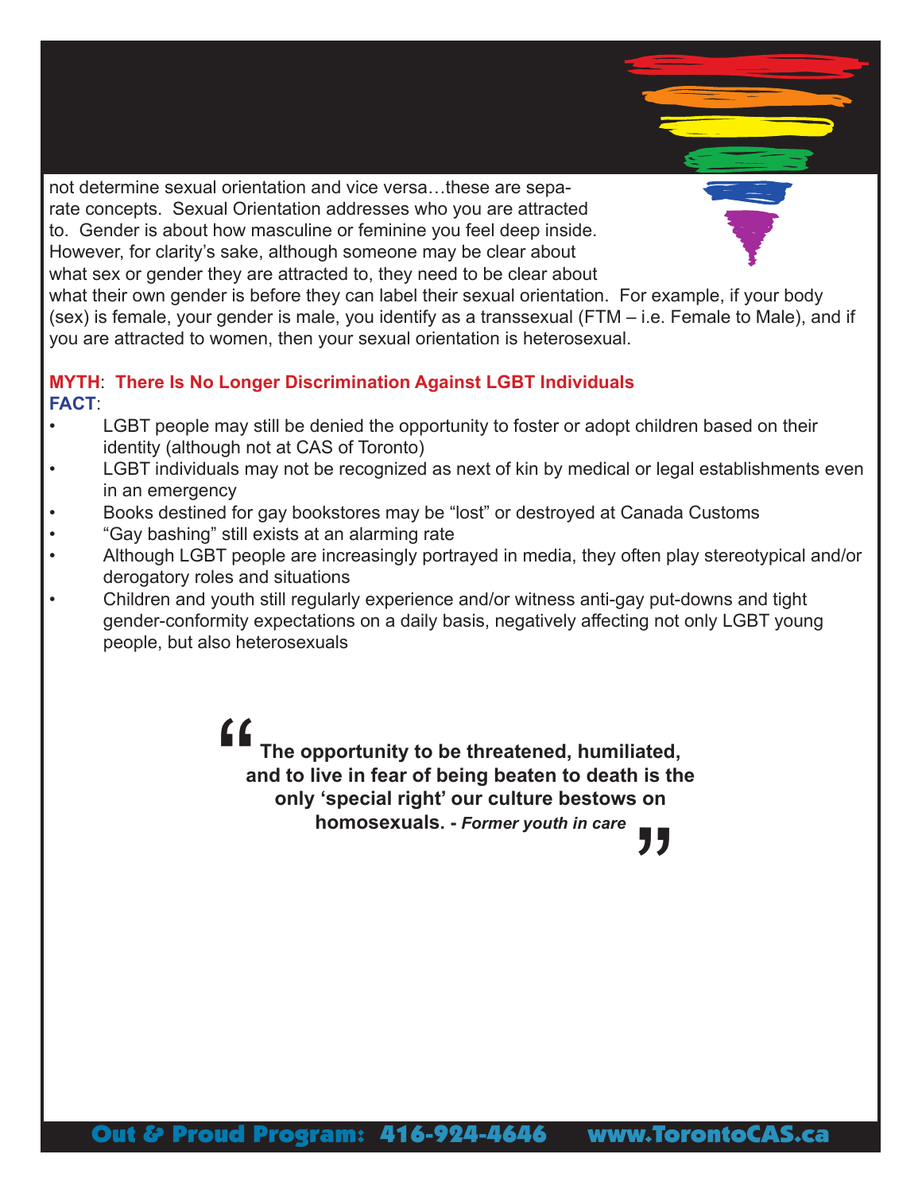not determine sexual orientation and vice versa…these are separate concepts. Sexual Orientation addresses who you are attracted to. Gender is about how masculine or feminine you feel deep inside. However, for clarity's sake, although someone may be clear about what sex or gender they are attracted to, they need to be clear about what their own gender is before they can label their sexual orientation. For example, if your body (sex) is female, your gender is male, you identify as a transsexual (FTM – i.e. Female to Male), and if you are attracted to women, then your sexual orientation is heterosexual.

**MYTH**: **There Is No Longer Discrimination Against LGBT Individuals**
**FACT**:

- LGBT people may still be denied the opportunity to foster or adopt children based on their identity (although not at CAS of Toronto)
- LGBT individuals may not be recognized as next of kin by medical or legal establishments even in an emergency
- Books destined for gay bookstores may be "lost" or destroyed at Canada Customs
- "Gay bashing" still exists at an alarming rate
- Although LGBT people are increasingly portrayed in media, they often play stereotypical and/or derogatory roles and situations
- Children and youth still regularly experience and/or witness anti-gay put-downs and tight gender-conformity expectations on a daily basis, negatively affecting not only LGBT young people, but also heterosexuals

> "**The opportunity to be threatened, humiliated, and to live in fear of being beaten to death is the only 'special right' our culture bestows on homosexuals.** - ***Former youth in care***"

**Out & Proud Program: 416-924-4646    www.TorontoCAS.ca**